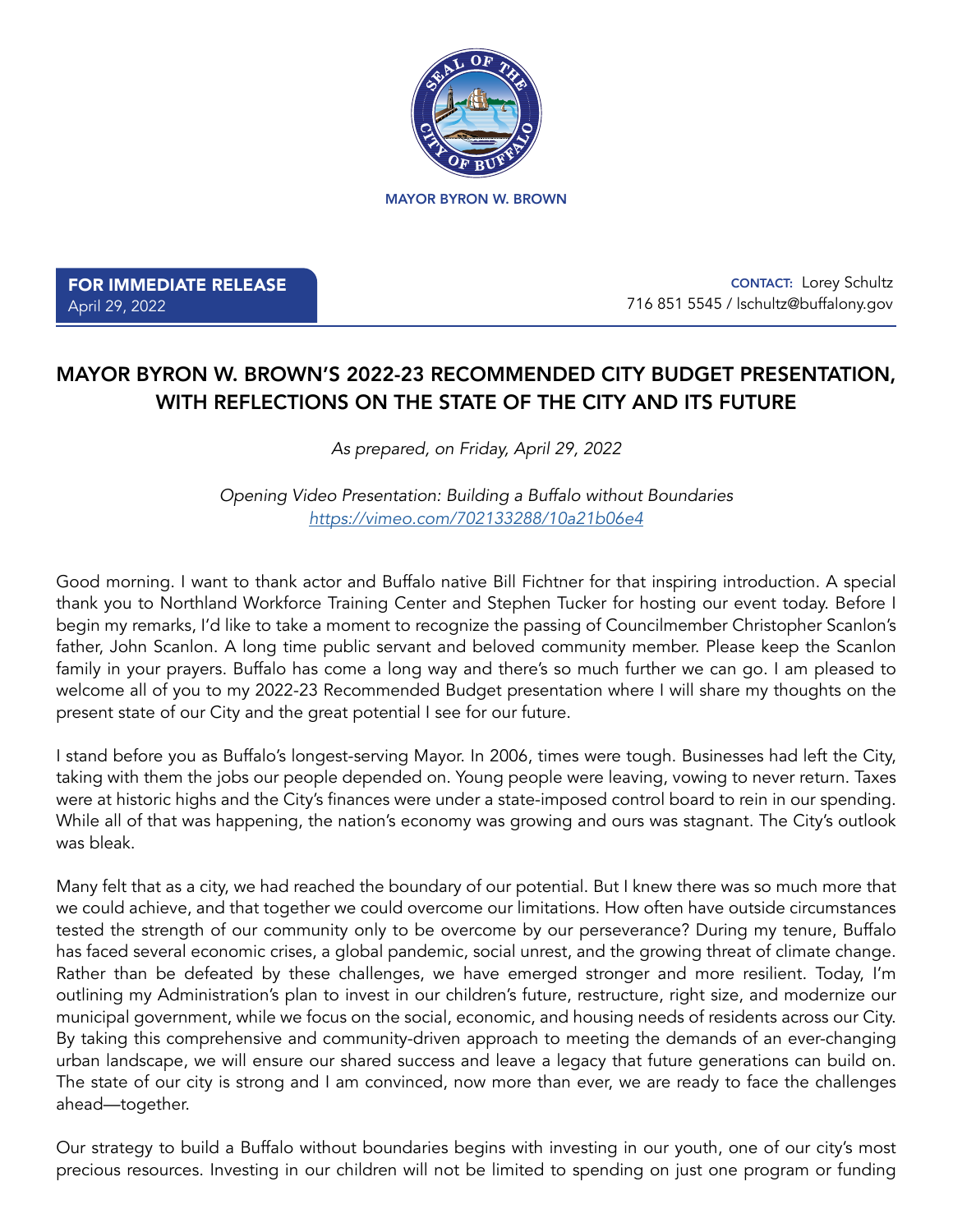MAYOR BYRON W. BROWN

**FOR IMMEDIATE RELEASE**
April 29, 2022

**CONTACT:** Lorey Schultz
716 851 5545 / lschultz@buffalony.gov

# MAYOR BYRON W. BROWN'S 2022-23 RECOMMENDED CITY BUDGET PRESENTATION, WITH REFLECTIONS ON THE STATE OF THE CITY AND ITS FUTURE

*As prepared, on Friday, April 29, 2022*

*Opening Video Presentation: Building a Buffalo without Boundaries*
*https://vimeo.com/702133288/10a21b06e4*

Good morning. I want to thank actor and Buffalo native Bill Fichtner for that inspiring introduction. A special thank you to Northland Workforce Training Center and Stephen Tucker for hosting our event today. Before I begin my remarks, I'd like to take a moment to recognize the passing of Councilmember Christopher Scanlon's father, John Scanlon. A long time public servant and beloved community member. Please keep the Scanlon family in your prayers. Buffalo has come a long way and there's so much further we can go. I am pleased to welcome all of you to my 2022-23 Recommended Budget presentation where I will share my thoughts on the present state of our City and the great potential I see for our future.

I stand before you as Buffalo's longest-serving Mayor. In 2006, times were tough. Businesses had left the City, taking with them the jobs our people depended on. Young people were leaving, vowing to never return. Taxes were at historic highs and the City's finances were under a state-imposed control board to rein in our spending. While all of that was happening, the nation's economy was growing and ours was stagnant. The City's outlook was bleak.

Many felt that as a city, we had reached the boundary of our potential. But I knew there was so much more that we could achieve, and that together we could overcome our limitations. How often have outside circumstances tested the strength of our community only to be overcome by our perseverance? During my tenure, Buffalo has faced several economic crises, a global pandemic, social unrest, and the growing threat of climate change. Rather than be defeated by these challenges, we have emerged stronger and more resilient. Today, I'm outlining my Administration's plan to invest in our children's future, restructure, right size, and modernize our municipal government, while we focus on the social, economic, and housing needs of residents across our City. By taking this comprehensive and community-driven approach to meeting the demands of an ever-changing urban landscape, we will ensure our shared success and leave a legacy that future generations can build on. The state of our city is strong and I am convinced, now more than ever, we are ready to face the challenges ahead—together.

Our strategy to build a Buffalo without boundaries begins with investing in our youth, one of our city's most precious resources. Investing in our children will not be limited to spending on just one program or funding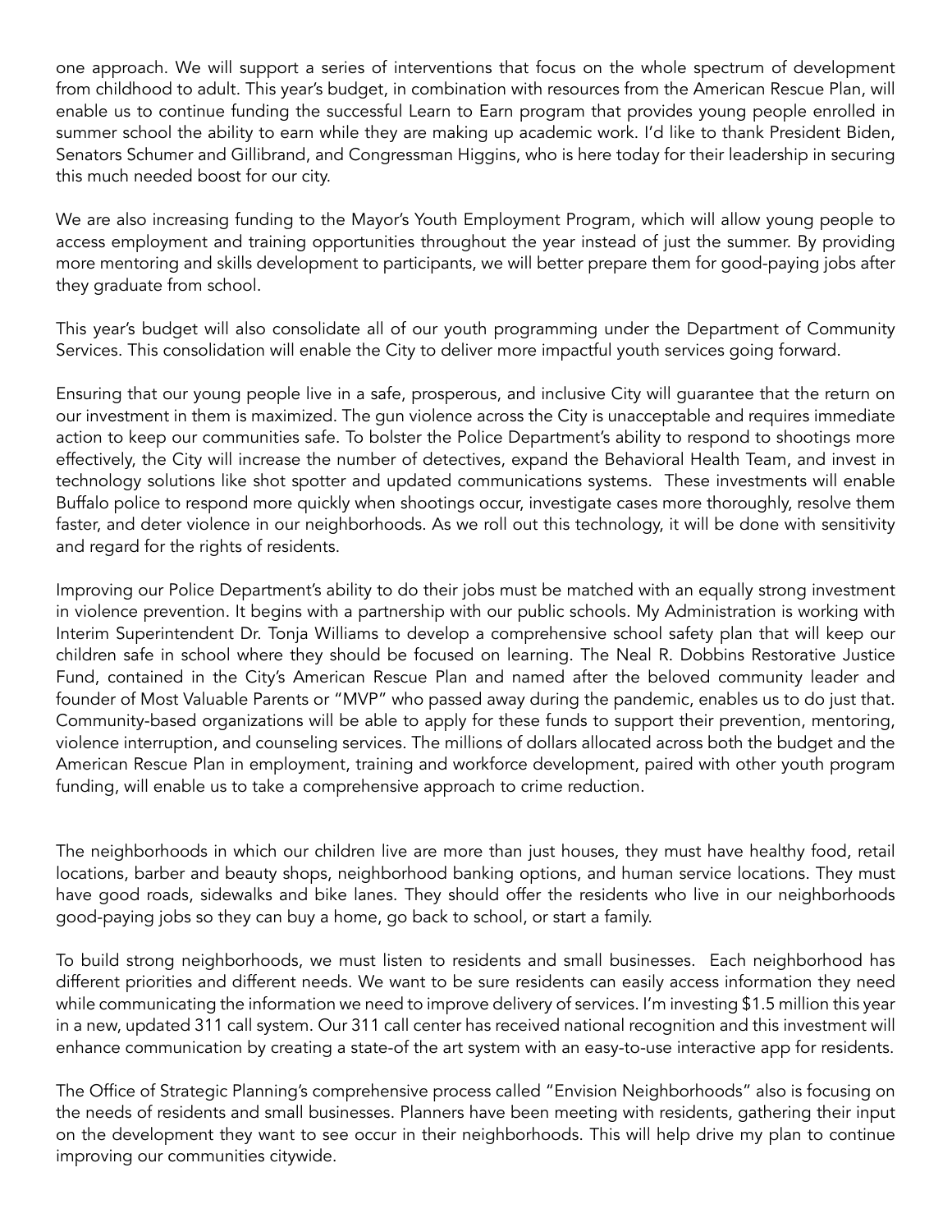one approach. We will support a series of interventions that focus on the whole spectrum of development from childhood to adult. This year's budget, in combination with resources from the American Rescue Plan, will enable us to continue funding the successful Learn to Earn program that provides young people enrolled in summer school the ability to earn while they are making up academic work. I'd like to thank President Biden, Senators Schumer and Gillibrand, and Congressman Higgins, who is here today for their leadership in securing this much needed boost for our city.

We are also increasing funding to the Mayor's Youth Employment Program, which will allow young people to access employment and training opportunities throughout the year instead of just the summer. By providing more mentoring and skills development to participants, we will better prepare them for good-paying jobs after they graduate from school.

This year's budget will also consolidate all of our youth programming under the Department of Community Services. This consolidation will enable the City to deliver more impactful youth services going forward.

Ensuring that our young people live in a safe, prosperous, and inclusive City will guarantee that the return on our investment in them is maximized. The gun violence across the City is unacceptable and requires immediate action to keep our communities safe. To bolster the Police Department's ability to respond to shootings more effectively, the City will increase the number of detectives, expand the Behavioral Health Team, and invest in technology solutions like shot spotter and updated communications systems. These investments will enable Buffalo police to respond more quickly when shootings occur, investigate cases more thoroughly, resolve them faster, and deter violence in our neighborhoods. As we roll out this technology, it will be done with sensitivity and regard for the rights of residents.

Improving our Police Department's ability to do their jobs must be matched with an equally strong investment in violence prevention. It begins with a partnership with our public schools. My Administration is working with Interim Superintendent Dr. Tonja Williams to develop a comprehensive school safety plan that will keep our children safe in school where they should be focused on learning. The Neal R. Dobbins Restorative Justice Fund, contained in the City's American Rescue Plan and named after the beloved community leader and founder of Most Valuable Parents or "MVP" who passed away during the pandemic, enables us to do just that. Community-based organizations will be able to apply for these funds to support their prevention, mentoring, violence interruption, and counseling services. The millions of dollars allocated across both the budget and the American Rescue Plan in employment, training and workforce development, paired with other youth program funding, will enable us to take a comprehensive approach to crime reduction.

The neighborhoods in which our children live are more than just houses, they must have healthy food, retail locations, barber and beauty shops, neighborhood banking options, and human service locations. They must have good roads, sidewalks and bike lanes. They should offer the residents who live in our neighborhoods good-paying jobs so they can buy a home, go back to school, or start a family.

To build strong neighborhoods, we must listen to residents and small businesses. Each neighborhood has different priorities and different needs. We want to be sure residents can easily access information they need while communicating the information we need to improve delivery of services. I'm investing $1.5 million this year in a new, updated 311 call system. Our 311 call center has received national recognition and this investment will enhance communication by creating a state-of the art system with an easy-to-use interactive app for residents.

The Office of Strategic Planning's comprehensive process called "Envision Neighborhoods" also is focusing on the needs of residents and small businesses. Planners have been meeting with residents, gathering their input on the development they want to see occur in their neighborhoods. This will help drive my plan to continue improving our communities citywide.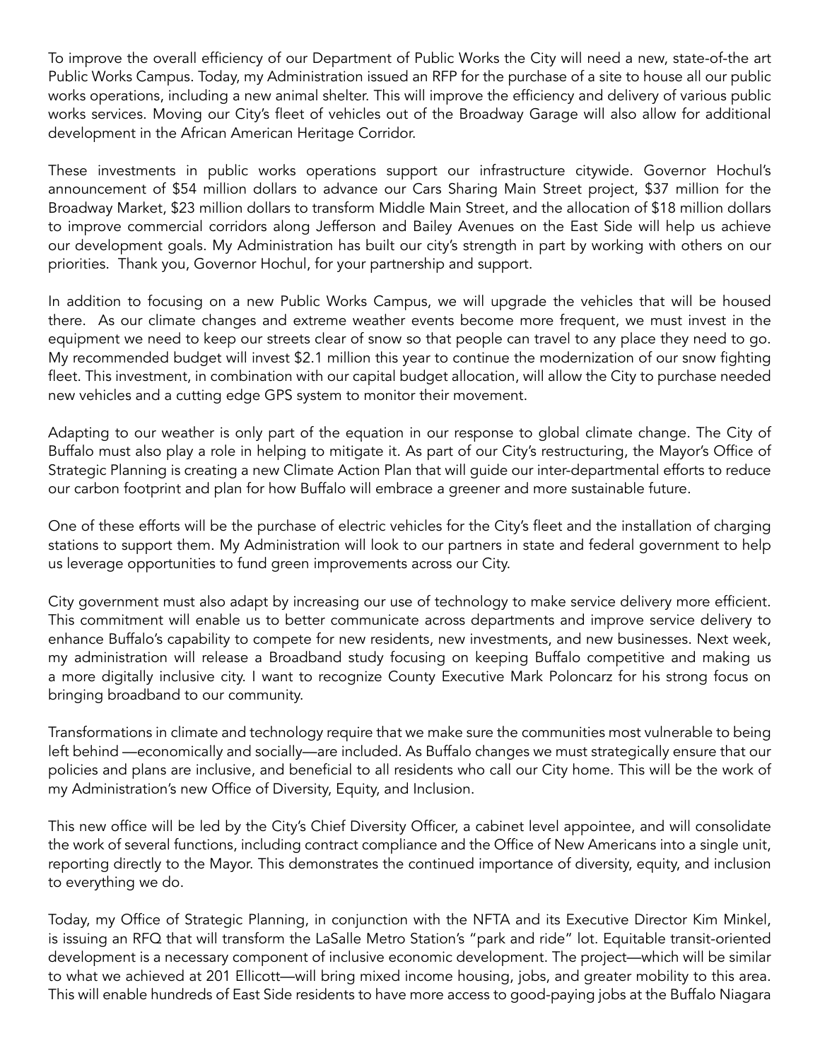To improve the overall efficiency of our Department of Public Works the City will need a new, state-of-the art Public Works Campus. Today, my Administration issued an RFP for the purchase of a site to house all our public works operations, including a new animal shelter. This will improve the efficiency and delivery of various public works services. Moving our City's fleet of vehicles out of the Broadway Garage will also allow for additional development in the African American Heritage Corridor.

These investments in public works operations support our infrastructure citywide. Governor Hochul's announcement of $54 million dollars to advance our Cars Sharing Main Street project, $37 million for the Broadway Market, $23 million dollars to transform Middle Main Street, and the allocation of $18 million dollars to improve commercial corridors along Jefferson and Bailey Avenues on the East Side will help us achieve our development goals. My Administration has built our city's strength in part by working with others on our priorities. Thank you, Governor Hochul, for your partnership and support.

In addition to focusing on a new Public Works Campus, we will upgrade the vehicles that will be housed there. As our climate changes and extreme weather events become more frequent, we must invest in the equipment we need to keep our streets clear of snow so that people can travel to any place they need to go. My recommended budget will invest $2.1 million this year to continue the modernization of our snow fighting fleet. This investment, in combination with our capital budget allocation, will allow the City to purchase needed new vehicles and a cutting edge GPS system to monitor their movement.

Adapting to our weather is only part of the equation in our response to global climate change. The City of Buffalo must also play a role in helping to mitigate it. As part of our City's restructuring, the Mayor's Office of Strategic Planning is creating a new Climate Action Plan that will guide our inter-departmental efforts to reduce our carbon footprint and plan for how Buffalo will embrace a greener and more sustainable future.

One of these efforts will be the purchase of electric vehicles for the City's fleet and the installation of charging stations to support them. My Administration will look to our partners in state and federal government to help us leverage opportunities to fund green improvements across our City.

City government must also adapt by increasing our use of technology to make service delivery more efficient. This commitment will enable us to better communicate across departments and improve service delivery to enhance Buffalo's capability to compete for new residents, new investments, and new businesses. Next week, my administration will release a Broadband study focusing on keeping Buffalo competitive and making us a more digitally inclusive city. I want to recognize County Executive Mark Poloncarz for his strong focus on bringing broadband to our community.

Transformations in climate and technology require that we make sure the communities most vulnerable to being left behind —economically and socially—are included. As Buffalo changes we must strategically ensure that our policies and plans are inclusive, and beneficial to all residents who call our City home. This will be the work of my Administration's new Office of Diversity, Equity, and Inclusion.

This new office will be led by the City's Chief Diversity Officer, a cabinet level appointee, and will consolidate the work of several functions, including contract compliance and the Office of New Americans into a single unit, reporting directly to the Mayor. This demonstrates the continued importance of diversity, equity, and inclusion to everything we do.

Today, my Office of Strategic Planning, in conjunction with the NFTA and its Executive Director Kim Minkel, is issuing an RFQ that will transform the LaSalle Metro Station's "park and ride" lot. Equitable transit-oriented development is a necessary component of inclusive economic development. The project—which will be similar to what we achieved at 201 Ellicott—will bring mixed income housing, jobs, and greater mobility to this area. This will enable hundreds of East Side residents to have more access to good-paying jobs at the Buffalo Niagara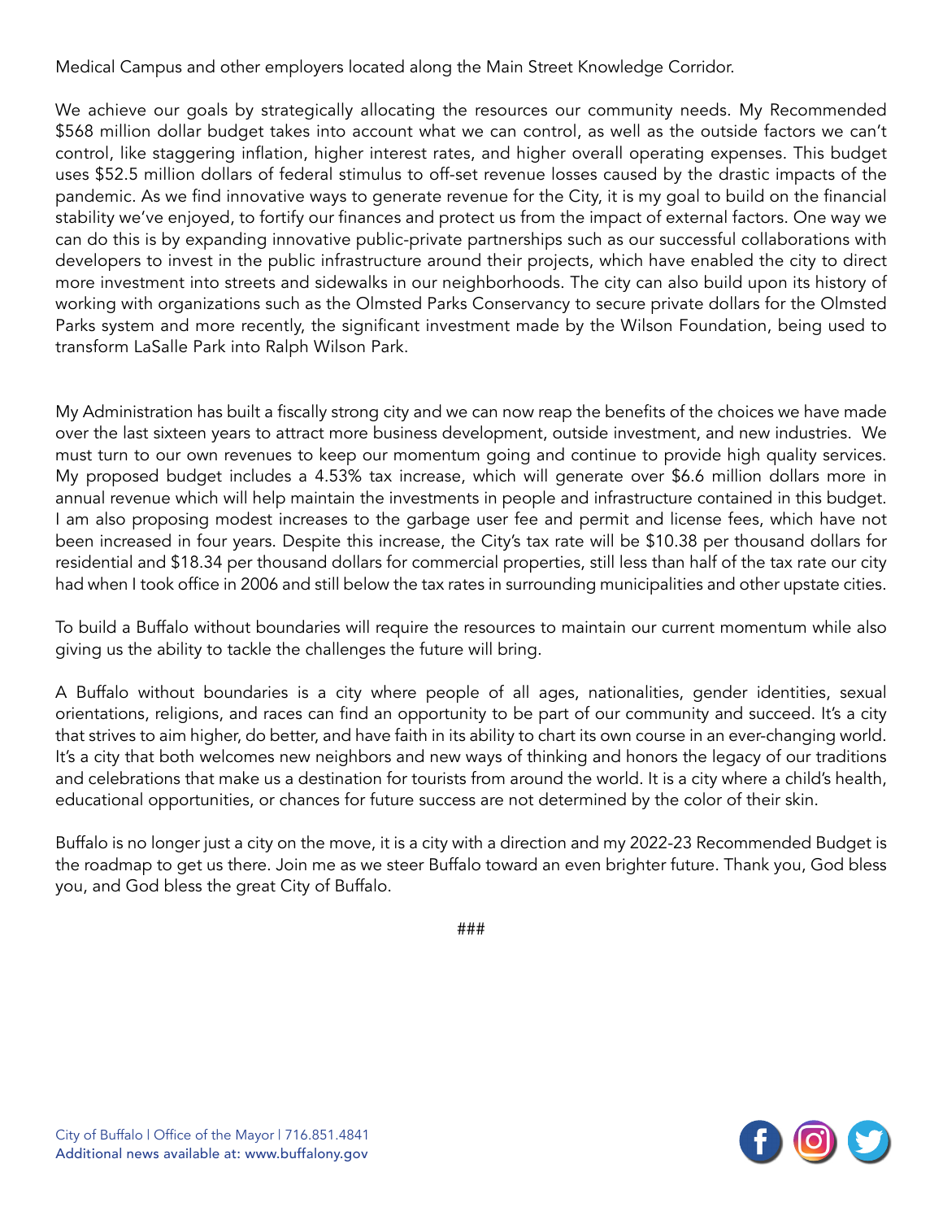Medical Campus and other employers located along the Main Street Knowledge Corridor.

We achieve our goals by strategically allocating the resources our community needs. My Recommended $568 million dollar budget takes into account what we can control, as well as the outside factors we can't control, like staggering inflation, higher interest rates, and higher overall operating expenses. This budget uses $52.5 million dollars of federal stimulus to off-set revenue losses caused by the drastic impacts of the pandemic. As we find innovative ways to generate revenue for the City, it is my goal to build on the financial stability we've enjoyed, to fortify our finances and protect us from the impact of external factors. One way we can do this is by expanding innovative public-private partnerships such as our successful collaborations with developers to invest in the public infrastructure around their projects, which have enabled the city to direct more investment into streets and sidewalks in our neighborhoods. The city can also build upon its history of working with organizations such as the Olmsted Parks Conservancy to secure private dollars for the Olmsted Parks system and more recently, the significant investment made by the Wilson Foundation, being used to transform LaSalle Park into Ralph Wilson Park.

My Administration has built a fiscally strong city and we can now reap the benefits of the choices we have made over the last sixteen years to attract more business development, outside investment, and new industries. We must turn to our own revenues to keep our momentum going and continue to provide high quality services. My proposed budget includes a 4.53% tax increase, which will generate over $6.6 million dollars more in annual revenue which will help maintain the investments in people and infrastructure contained in this budget. I am also proposing modest increases to the garbage user fee and permit and license fees, which have not been increased in four years. Despite this increase, the City's tax rate will be $10.38 per thousand dollars for residential and $18.34 per thousand dollars for commercial properties, still less than half of the tax rate our city had when I took office in 2006 and still below the tax rates in surrounding municipalities and other upstate cities.

To build a Buffalo without boundaries will require the resources to maintain our current momentum while also giving us the ability to tackle the challenges the future will bring.

A Buffalo without boundaries is a city where people of all ages, nationalities, gender identities, sexual orientations, religions, and races can find an opportunity to be part of our community and succeed. It's a city that strives to aim higher, do better, and have faith in its ability to chart its own course in an ever-changing world. It's a city that both welcomes new neighbors and new ways of thinking and honors the legacy of our traditions and celebrations that make us a destination for tourists from around the world. It is a city where a child's health, educational opportunities, or chances for future success are not determined by the color of their skin.

Buffalo is no longer just a city on the move, it is a city with a direction and my 2022-23 Recommended Budget is the roadmap to get us there. Join me as we steer Buffalo toward an even brighter future. Thank you, God bless you, and God bless the great City of Buffalo.

###

City of Buffalo | Office of the Mayor | 716.851.4841
Additional news available at: www.buffalony.gov